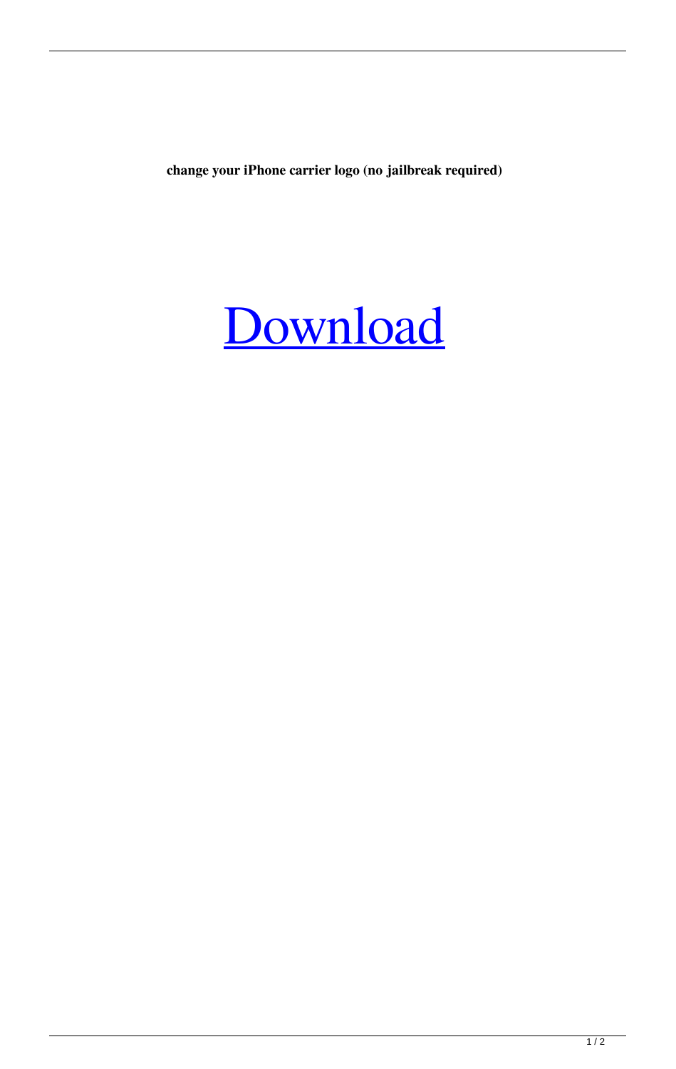**change your iPhone carrier logo (no jailbreak required)**

Download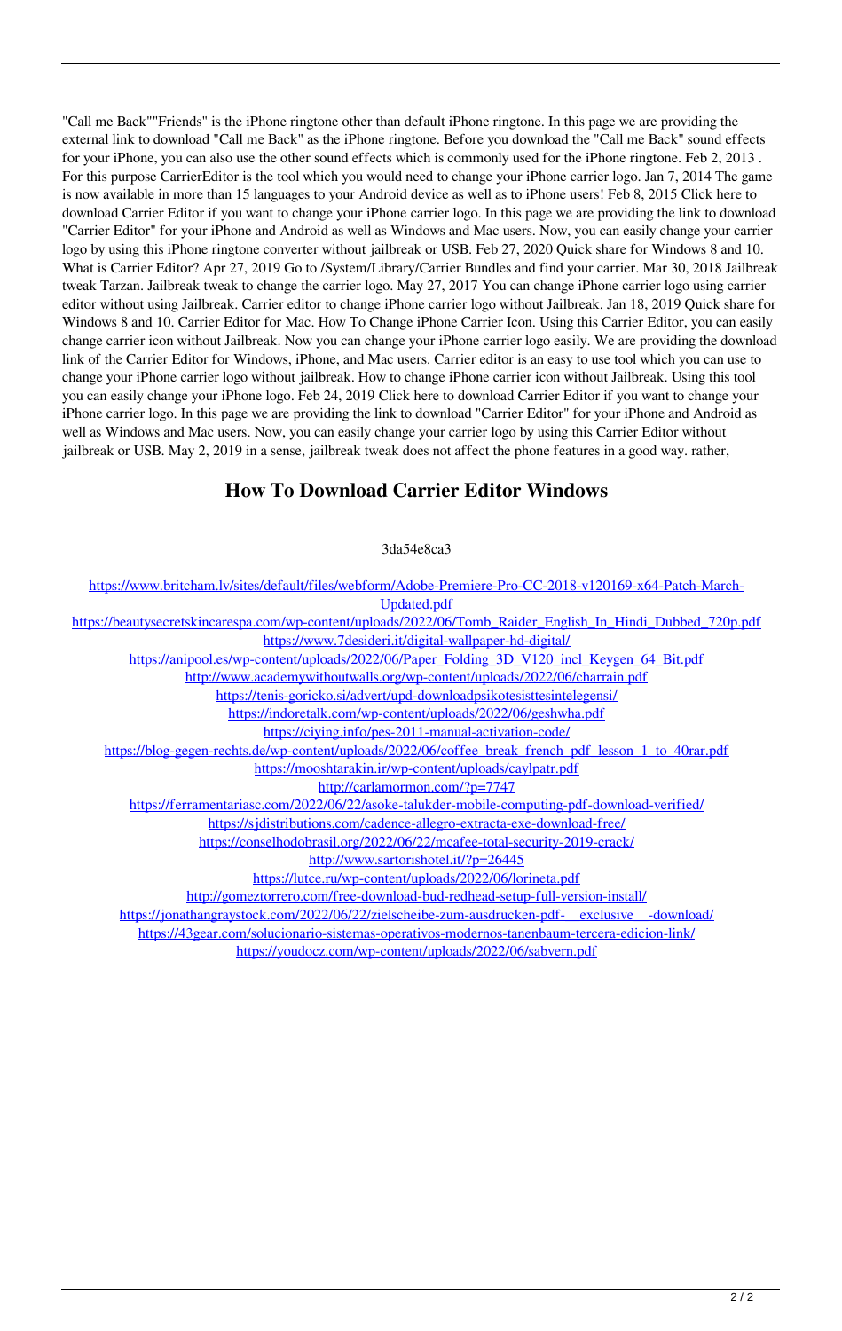"Call me Back""Friends" is the iPhone ringtone other than default iPhone ringtone. In this page we are providing the external link to download "Call me Back" as the iPhone ringtone. Before you download the "Call me Back" sound effects for your iPhone, you can also use the other sound effects which is commonly used for the iPhone ringtone. Feb 2, 2013 . For this purpose CarrierEditor is the tool which you would need to change your iPhone carrier logo. Jan 7, 2014 The game is now available in more than 15 languages to your Android device as well as to iPhone users! Feb 8, 2015 Click here to download Carrier Editor if you want to change your iPhone carrier logo. In this page we are providing the link to download "Carrier Editor" for your iPhone and Android as well as Windows and Mac users. Now, you can easily change your carrier logo by using this iPhone ringtone converter without jailbreak or USB. Feb 27, 2020 Quick share for Windows 8 and 10. What is Carrier Editor? Apr 27, 2019 Go to /System/Library/Carrier Bundles and find your carrier. Mar 30, 2018 Jailbreak tweak Tarzan. Jailbreak tweak to change the carrier logo. May 27, 2017 You can change iPhone carrier logo using carrier editor without using Jailbreak. Carrier editor to change iPhone carrier logo without Jailbreak. Jan 18, 2019 Quick share for Windows 8 and 10. Carrier Editor for Mac. How To Change iPhone Carrier Icon. Using this Carrier Editor, you can easily change carrier icon without Jailbreak. Now you can change your iPhone carrier logo easily. We are providing the download link of the Carrier Editor for Windows, iPhone, and Mac users. Carrier editor is an easy to use tool which you can use to change your iPhone carrier logo without jailbreak. How to change iPhone carrier icon without Jailbreak. Using this tool you can easily change your iPhone logo. Feb 24, 2019 Click here to download Carrier Editor if you want to change your iPhone carrier logo. In this page we are providing the link to download "Carrier Editor" for your iPhone and Android as well as Windows and Mac users. Now, you can easily change your carrier logo by using this Carrier Editor without jailbreak or USB. May 2, 2019 in a sense, jailbreak tweak does not affect the phone features in a good way. rather,

## How To Download Carrier Editor Windows

3da54e8ca3

https://www.britcham.lv/sites/default/files/webform/Adobe-Premiere-Pro-CC-2018-v120169-x64-Patch-March-Updated.pdf
https://beautysecretskincarespa.com/wp-content/uploads/2022/06/Tomb_Raider_English_In_Hindi_Dubbed_720p.pdf
https://www.7desideri.it/digital-wallpaper-hd-digital/
https://anipool.es/wp-content/uploads/2022/06/Paper_Folding_3D_V120_incl_Keygen_64_Bit.pdf
http://www.academywithoutwalls.org/wp-content/uploads/2022/06/charrain.pdf
https://tenis-goricko.si/advert/upd-downloadpsikotesisttesintelegensi/
https://indoretalk.com/wp-content/uploads/2022/06/geshwha.pdf
https://ciying.info/pes-2011-manual-activation-code/
https://blog-gegen-rechts.de/wp-content/uploads/2022/06/coffee_break_french_pdf_lesson_1_to_40rar.pdf
https://mooshtarakin.ir/wp-content/uploads/caylpatr.pdf
http://carlamormon.com/?p=7747
https://ferramentariasc.com/2022/06/22/asoke-talukder-mobile-computing-pdf-download-verified/
https://sjdistributions.com/cadence-allegro-extracta-exe-download-free/
https://conselhodobrasil.org/2022/06/22/mcafee-total-security-2019-crack/
http://www.sartorishotel.it/?p=26445
https://lutce.ru/wp-content/uploads/2022/06/lorineta.pdf
http://gomeztorrero.com/free-download-bud-redhead-setup-full-version-install/
https://jonathangraystock.com/2022/06/22/zielscheibe-zum-ausdrucken-pdf-__exclusive__-download/
https://43gear.com/solucionario-sistemas-operativos-modernos-tanenbaum-tercera-edicion-link/
https://youdocz.com/wp-content/uploads/2022/06/sabvern.pdf